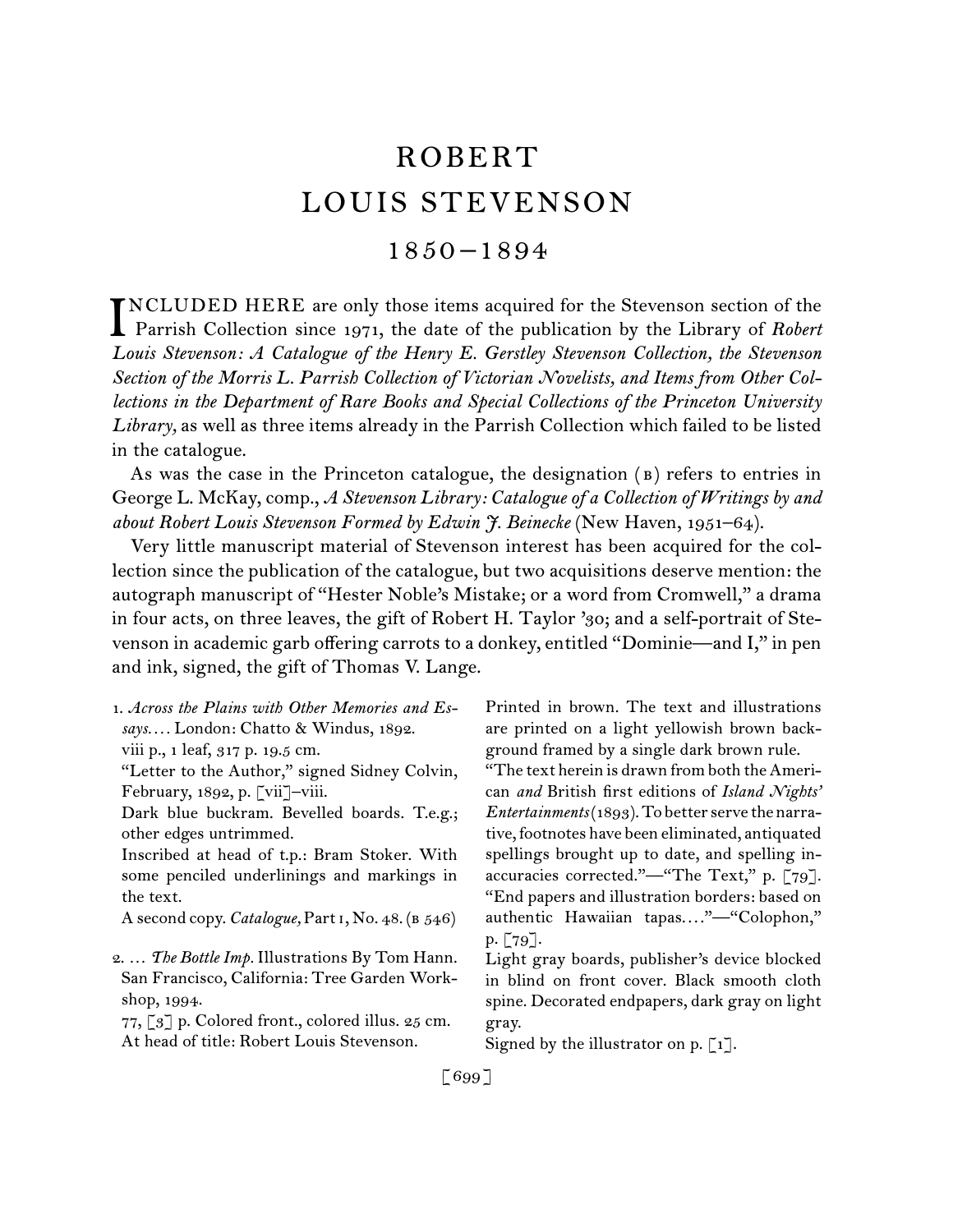# ROBERT LOUIS STEVENSON

## 1850–1894

INCLUDED HERE are only those items acquired for the Stevenson section of the Parrish Collection since 1971, the date of the publication by the Library of *Robert Louis Stevenson: A Catalogue of the Henry E. Gerstley Stevenson Collection, the Stevenson Section of the Morris L. Parrish Collection of Victorian Novelists, and Items from Other Collections in the Department of Rare Books and Special Collections of the Princeton University Library,* as well as three items already in the Parrish Collection which failed to be listed in the catalogue.

As was the case in the Princeton catalogue, the designation (B) refers to entries in George L. McKay, comp., *A Stevenson Library: Catalogue of a Collection of Writings by and about Robert Louis Stevenson Formed by Edwin J. Beinecke* (New Haven, 1951–64).

Very little manuscript material of Stevenson interest has been acquired for the collection since the publication of the catalogue, but two acquisitions deserve mention: the autograph manuscript of "Hester Noble's Mistake; or a word from Cromwell," a drama in four acts, on three leaves, the gift of Robert H. Taylor '30; and a self-portrait of Stevenson in academic garb offering carrots to a donkey, entitled "Dominie—and I," in pen and ink, signed, the gift of Thomas V. Lange.

1. *Across the Plains with Other Memories and Essays.…* London: Chatto & Windus, 1892.
viii p., 1 leaf, 317 p. 19.5 cm.
"Letter to the Author," signed Sidney Colvin, February, 1892, p. [vii]–viii.
Dark blue buckram. Bevelled boards. T.e.g.; other edges untrimmed.
Inscribed at head of t.p.: Bram Stoker. With some penciled underlinings and markings in the text.
A second copy. *Catalogue,* Part I, No. 48. (B 546)

2. … *The Bottle Imp.* Illustrations By Tom Hann. San Francisco, California: Tree Garden Workshop, 1994.
77, [3] p. Colored front., colored illus. 25 cm.
At head of title: Robert Louis Stevenson.
Printed in brown. The text and illustrations are printed on a light yellowish brown background framed by a single dark brown rule.
"The text herein is drawn from both the American *and* British first editions of *Island Nights' Entertainments* (1893). To better serve the narrative, footnotes have been eliminated, antiquated spellings brought up to date, and spelling inaccuracies corrected."—"The Text," p. [79].
"End papers and illustration borders: based on authentic Hawaiian tapas.…"—"Colophon," p. [79].
Light gray boards, publisher's device blocked in blind on front cover. Black smooth cloth spine. Decorated endpapers, dark gray on light gray.
Signed by the illustrator on p. [1].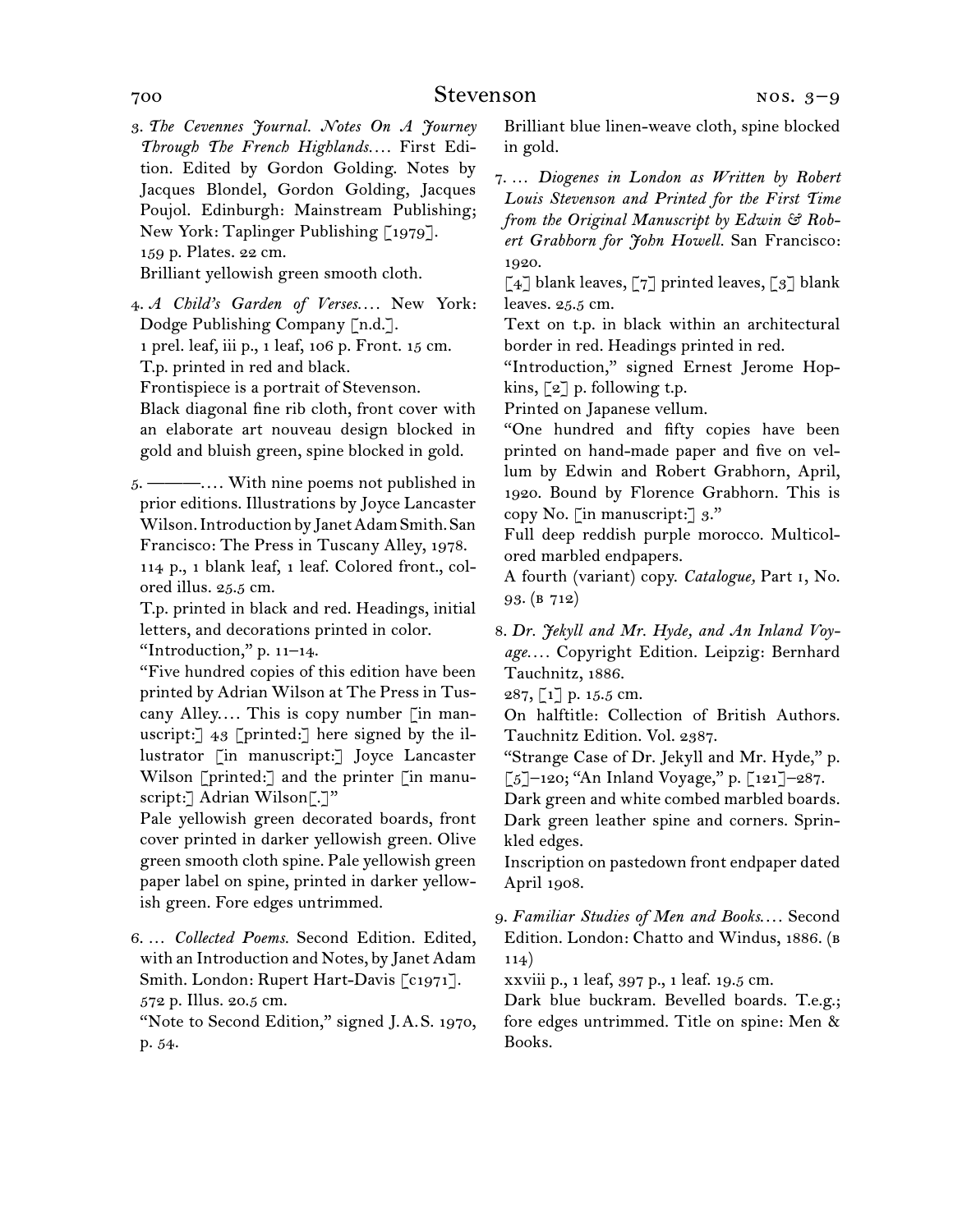3. *The Cevennes Journal. Notes On A Journey Through The French Highlands.*… First Edition. Edited by Gordon Golding. Notes by Jacques Blondel, Gordon Golding, Jacques Poujol. Edinburgh: Mainstream Publishing; New York: Taplinger Publishing [1979].
159 p. Plates. 22 cm.
Brilliant yellowish green smooth cloth.

4. *A Child's Garden of Verses.*… New York: Dodge Publishing Company [n.d.].
1 prel. leaf, iii p., 1 leaf, 106 p. Front. 15 cm.
T.p. printed in red and black.
Frontispiece is a portrait of Stevenson.
Black diagonal fine rib cloth, front cover with an elaborate art nouveau design blocked in gold and bluish green, spine blocked in gold.

5. ———.… With nine poems not published in prior editions. Illustrations by Joyce Lancaster Wilson. Introduction by Janet Adam Smith. San Francisco: The Press in Tuscany Alley, 1978.
114 p., 1 blank leaf, 1 leaf. Colored front., colored illus. 25.5 cm.
T.p. printed in black and red. Headings, initial letters, and decorations printed in color.
"Introduction," p. 11–14.
"Five hundred copies of this edition have been printed by Adrian Wilson at The Press in Tuscany Alley.… This is copy number [in manuscript:] 43 [printed:] here signed by the illustrator [in manuscript:] Joyce Lancaster Wilson [printed:] and the printer [in manuscript:] Adrian Wilson[.]"
Pale yellowish green decorated boards, front cover printed in darker yellowish green. Olive green smooth cloth spine. Pale yellowish green paper label on spine, printed in darker yellowish green. Fore edges untrimmed.

6. … *Collected Poems.* Second Edition. Edited, with an Introduction and Notes, by Janet Adam Smith. London: Rupert Hart-Davis [c1971].
572 p. Illus. 20.5 cm.
"Note to Second Edition," signed J.A.S. 1970, p. 54.
Brilliant blue linen-weave cloth, spine blocked in gold.

7. … *Diogenes in London as Written by Robert Louis Stevenson and Printed for the First Time from the Original Manuscript by Edwin & Robert Grabhorn for John Howell.* San Francisco: 1920.
[4] blank leaves, [7] printed leaves, [3] blank leaves. 25.5 cm.
Text on t.p. in black within an architectural border in red. Headings printed in red.
"Introduction," signed Ernest Jerome Hopkins, [2] p. following t.p.
Printed on Japanese vellum.
"One hundred and fifty copies have been printed on hand-made paper and five on vellum by Edwin and Robert Grabhorn, April, 1920. Bound by Florence Grabhorn. This is copy No. [in manuscript:] 3."
Full deep reddish purple morocco. Multicolored marbled endpapers.
A fourth (variant) copy. *Catalogue,* Part 1, No. 93. (B 712)

8. *Dr. Jekyll and Mr. Hyde, and An Inland Voyage.*… Copyright Edition. Leipzig: Bernhard Tauchnitz, 1886.
287, [1] p. 15.5 cm.
On halftitle: Collection of British Authors. Tauchnitz Edition. Vol. 2387.
"Strange Case of Dr. Jekyll and Mr. Hyde," p. [5]–120; "An Inland Voyage," p. [121]–287.
Dark green and white combed marbled boards. Dark green leather spine and corners. Sprinkled edges.
Inscription on pastedown front endpaper dated April 1908.

9. *Familiar Studies of Men and Books.*… Second Edition. London: Chatto and Windus, 1886. (B 114)
xxviii p., 1 leaf, 397 p., 1 leaf. 19.5 cm.
Dark blue buckram. Bevelled boards. T.e.g.; fore edges untrimmed. Title on spine: Men & Books.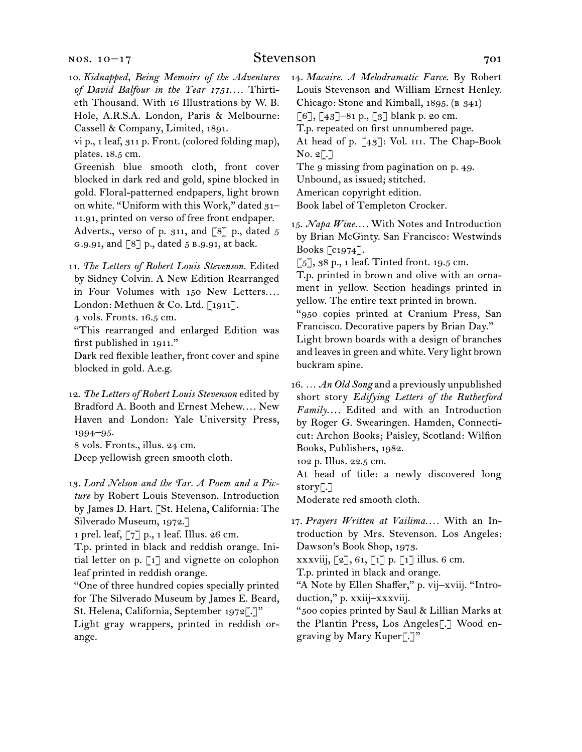10. *Kidnapped, Being Memoirs of the Adventures of David Balfour in the Year 1751*.... Thirtieth Thousand. With 16 Illustrations by W. B. Hole, A.R.S.A. London, Paris & Melbourne: Cassell & Company, Limited, 1891.
vi p., 1 leaf, 311 p. Front. (colored folding map), plates. 18.5 cm.
Greenish blue smooth cloth, front cover blocked in dark red and gold, spine blocked in gold. Floral-patterned endpapers, light brown on white. "Uniform with this Work," dated 31–11.91, printed on verso of free front endpaper.
Adverts., verso of p. 311, and [8] p., dated 5 G.9.91, and [8] p., dated 5 B.9.91, at back.

11. *The Letters of Robert Louis Stevenson*. Edited by Sidney Colvin. A New Edition Rearranged in Four Volumes with 150 New Letters.... London: Methuen & Co. Ltd. [1911].
4 vols. Fronts. 16.5 cm.
"This rearranged and enlarged Edition was first published in 1911."
Dark red flexible leather, front cover and spine blocked in gold. A.e.g.

12. *The Letters of Robert Louis Stevenson* edited by Bradford A. Booth and Ernest Mehew.... New Haven and London: Yale University Press, 1994–95.
8 vols. Fronts., illus. 24 cm.
Deep yellowish green smooth cloth.

13. *Lord Nelson and the Tar. A Poem and a Picture* by Robert Louis Stevenson. Introduction by James D. Hart. [St. Helena, California: The Silverado Museum, 1972.]
1 prel. leaf, [7] p., 1 leaf. Illus. 26 cm.
T.p. printed in black and reddish orange. Initial letter on p. [1] and vignette on colophon leaf printed in reddish orange.
"One of three hundred copies specially printed for The Silverado Museum by James E. Beard, St. Helena, California, September 1972[.]"
Light gray wrappers, printed in reddish orange.

14. *Macaire. A Melodramatic Farce*. By Robert Louis Stevenson and William Ernest Henley. Chicago: Stone and Kimball, 1895. (B 341)
[6], [43]–81 p., [3] blank p. 20 cm.
T.p. repeated on first unnumbered page.
At head of p. [43]: Vol. III. The Chap-Book No. 2[.]
The 9 missing from pagination on p. 49.
Unbound, as issued; stitched.
American copyright edition.
Book label of Templeton Crocker.

15. *Napa Wine*.... With Notes and Introduction by Brian McGinty. San Francisco: Westwinds Books [c1974].
[5], 38 p., 1 leaf. Tinted front. 19.5 cm.
T.p. printed in brown and olive with an ornament in yellow. Section headings printed in yellow. The entire text printed in brown.
"950 copies printed at Cranium Press, San Francisco. Decorative papers by Brian Day."
Light brown boards with a design of branches and leaves in green and white. Very light brown buckram spine.

16. ... *An Old Song* and a previously unpublished short story *Edifying Letters of the Rutherford Family*.... Edited and with an Introduction by Roger G. Swearingen. Hamden, Connecticut: Archon Books; Paisley, Scotland: Wilfion Books, Publishers, 1982.
102 p. Illus. 22.5 cm.
At head of title: a newly discovered long story[.]
Moderate red smooth cloth.

17. *Prayers Written at Vailima*.... With an Introduction by Mrs. Stevenson. Los Angeles: Dawson's Book Shop, 1973.
xxxviij, [2], 61, [1] p. [1] illus. 6 cm.
T.p. printed in black and orange.
"A Note by Ellen Shaffer," p. vij–xviij. "Introduction," p. xxiij–xxxviij.
"500 copies printed by Saul & Lillian Marks at the Plantin Press, Los Angeles[.] Wood engraving by Mary Kuper[.]"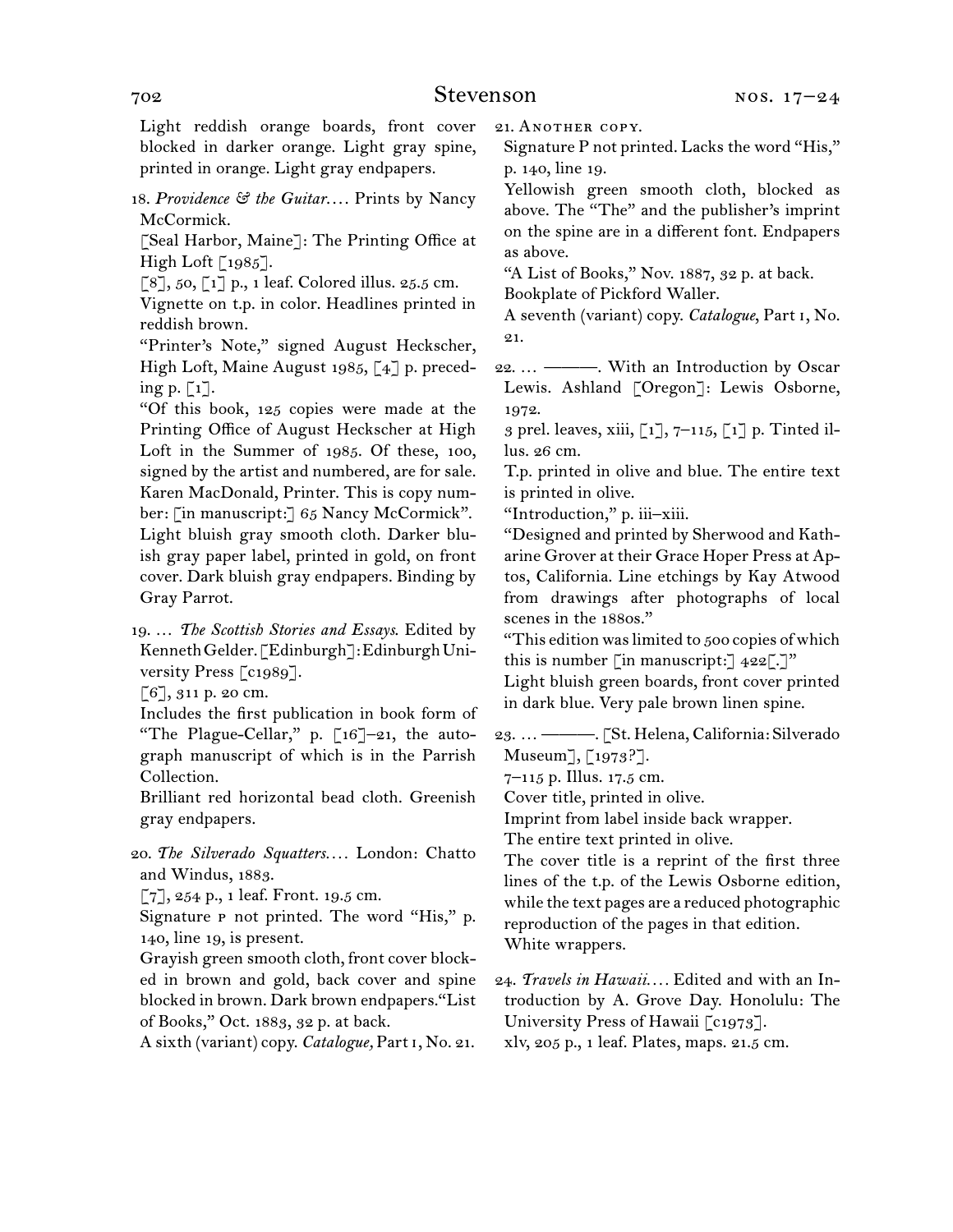Light reddish orange boards, front cover blocked in darker orange. Light gray spine, printed in orange. Light gray endpapers.

18. *Providence & the Guitar*.... Prints by Nancy McCormick.
[Seal Harbor, Maine]: The Printing Office at High Loft [1985].
[8], 50, [1] p., 1 leaf. Colored illus. 25.5 cm.
Vignette on t.p. in color. Headlines printed in reddish brown.
"Printer's Note," signed August Heckscher, High Loft, Maine August 1985, [4] p. preceding p. [1].
"Of this book, 125 copies were made at the Printing Office of August Heckscher at High Loft in the Summer of 1985. Of these, 100, signed by the artist and numbered, are for sale. Karen MacDonald, Printer. This is copy number: [in manuscript:] 65 Nancy McCormick".
Light bluish gray smooth cloth. Darker bluish gray paper label, printed in gold, on front cover. Dark bluish gray endpapers. Binding by Gray Parrot.

19. ... *The Scottish Stories and Essays*. Edited by Kenneth Gelder. [Edinburgh]: Edinburgh University Press [c1989].
[6], 311 p. 20 cm.
Includes the first publication in book form of "The Plague-Cellar," p. [16]–21, the autograph manuscript of which is in the Parrish Collection.
Brilliant red horizontal bead cloth. Greenish gray endpapers.

20. *The Silverado Squatters*.... London: Chatto and Windus, 1883.
[7], 254 p., 1 leaf. Front. 19.5 cm.
Signature P not printed. The word "His," p. 140, line 19, is present.
Grayish green smooth cloth, front cover blocked in brown and gold, back cover and spine blocked in brown. Dark brown endpapers. "List of Books," Oct. 1883, 32 p. at back.
A sixth (variant) copy. *Catalogue,* Part I, No. 21.

21. Another copy.
Signature P not printed. Lacks the word "His," p. 140, line 19.
Yellowish green smooth cloth, blocked as above. The "The" and the publisher's imprint on the spine are in a different font. Endpapers as above.
"A List of Books," Nov. 1887, 32 p. at back.
Bookplate of Pickford Waller.
A seventh (variant) copy. *Catalogue*, Part I, No. 21.

22. ... ———. With an Introduction by Oscar Lewis. Ashland [Oregon]: Lewis Osborne, 1972.
3 prel. leaves, xiii, [1], 7–115, [1] p. Tinted illus. 26 cm.
T.p. printed in olive and blue. The entire text is printed in olive.
"Introduction," p. iii–xiii.
"Designed and printed by Sherwood and Katharine Grover at their Grace Hoper Press at Aptos, California. Line etchings by Kay Atwood from drawings after photographs of local scenes in the 1880s."
"This edition was limited to 500 copies of which this is number [in manuscript:] 422[.]"
Light bluish green boards, front cover printed in dark blue. Very pale brown linen spine.

23. ... ———. [St. Helena, California: Silverado Museum], [1973?].
7–115 p. Illus. 17.5 cm.
Cover title, printed in olive.
Imprint from label inside back wrapper.
The entire text printed in olive.
The cover title is a reprint of the first three lines of the t.p. of the Lewis Osborne edition, while the text pages are a reduced photographic reproduction of the pages in that edition.
White wrappers.

24. *Travels in Hawaii*.... Edited and with an Introduction by A. Grove Day. Honolulu: The University Press of Hawaii [c1973].
xlv, 205 p., 1 leaf. Plates, maps. 21.5 cm.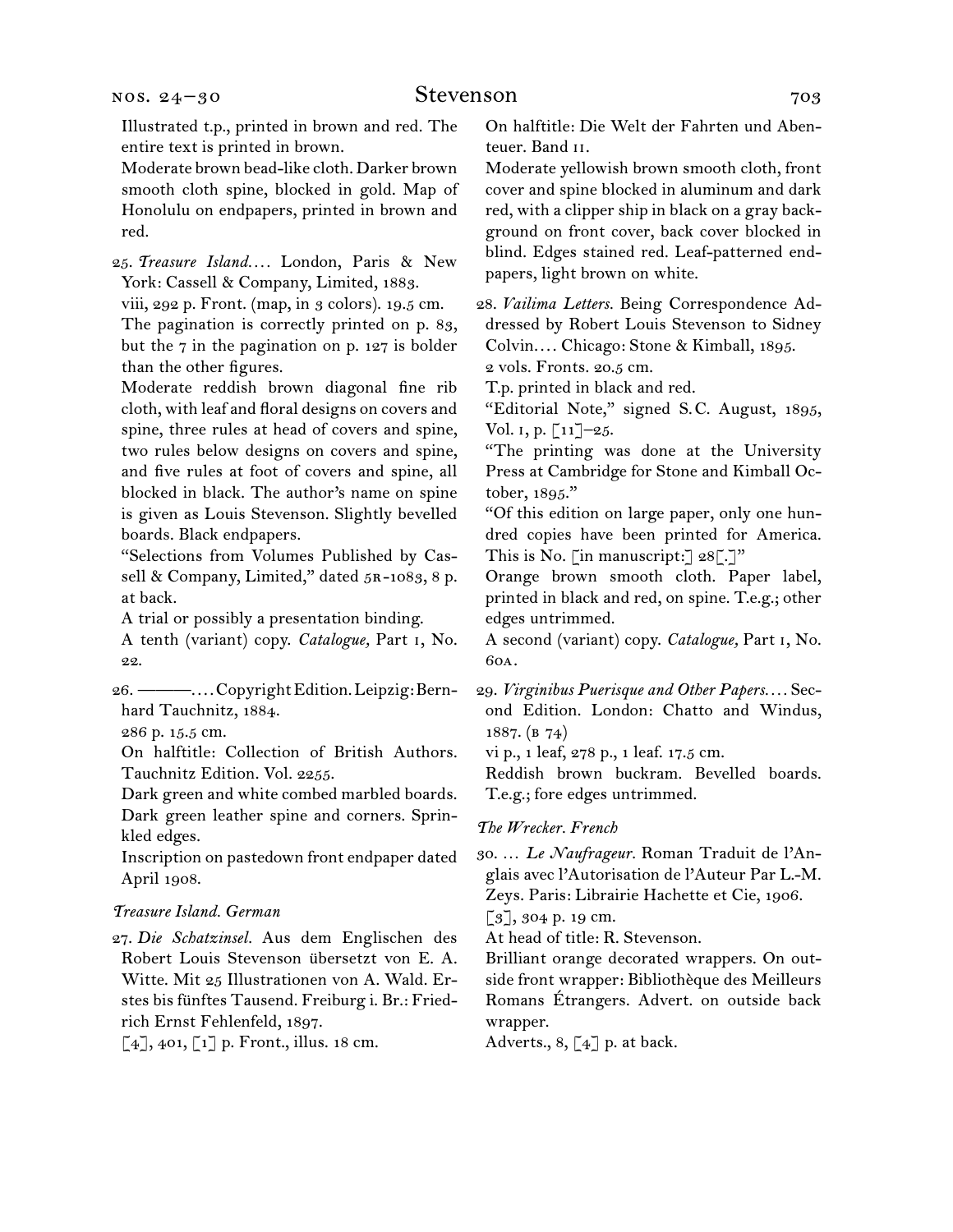Illustrated t.p., printed in brown and red. The entire text is printed in brown.

Moderate brown bead-like cloth. Darker brown smooth cloth spine, blocked in gold. Map of Honolulu on endpapers, printed in brown and red.

25. *Treasure Island.*… London, Paris & New York: Cassell & Company, Limited, 1883.

viii, 292 p. Front. (map, in 3 colors). 19.5 cm.

The pagination is correctly printed on p. 83, but the 7 in the pagination on p. 127 is bolder than the other figures.

Moderate reddish brown diagonal fine rib cloth, with leaf and floral designs on covers and spine, three rules at head of covers and spine, two rules below designs on covers and spine, and five rules at foot of covers and spine, all blocked in black. The author's name on spine is given as Louis Stevenson. Slightly bevelled boards. Black endpapers.

"Selections from Volumes Published by Cassell & Company, Limited," dated 5R-1083, 8 p. at back.

A trial or possibly a presentation binding.

A tenth (variant) copy. *Catalogue,* Part I, No. 22.

26. ———.… Copyright Edition. Leipzig: Bernhard Tauchnitz, 1884.

286 p. 15.5 cm.

On halftitle: Collection of British Authors. Tauchnitz Edition. Vol. 2255.

Dark green and white combed marbled boards. Dark green leather spine and corners. Sprinkled edges.

Inscription on pastedown front endpaper dated April 1908.

*Treasure Island. German*

27. *Die Schatzinsel.* Aus dem Englischen des Robert Louis Stevenson übersetzt von E. A. Witte. Mit 25 Illustrationen von A. Wald. Erstes bis fünftes Tausend. Freiburg i. Br.: Friedrich Ernst Fehlenfeld, 1897.

[4], 401, [1] p. Front., illus. 18 cm.

On halftitle: Die Welt der Fahrten und Abenteuer. Band II.

Moderate yellowish brown smooth cloth, front cover and spine blocked in aluminum and dark red, with a clipper ship in black on a gray background on front cover, back cover blocked in blind. Edges stained red. Leaf-patterned endpapers, light brown on white.

28. *Vailima Letters.* Being Correspondence Addressed by Robert Louis Stevenson to Sidney Colvin.… Chicago: Stone & Kimball, 1895.

2 vols. Fronts. 20.5 cm.

T.p. printed in black and red.

"Editorial Note," signed S.C. August, 1895, Vol. I, p. [11]–25.

"The printing was done at the University Press at Cambridge for Stone and Kimball October, 1895."

"Of this edition on large paper, only one hundred copies have been printed for America. This is No. [in manuscript:] 28[.]"

Orange brown smooth cloth. Paper label, printed in black and red, on spine. T.e.g.; other edges untrimmed.

A second (variant) copy. *Catalogue,* Part I, No. 60A.

29. *Virginibus Puerisque and Other Papers.*… Second Edition. London: Chatto and Windus, 1887. (B 74)

vi p., 1 leaf, 278 p., 1 leaf. 17.5 cm.

Reddish brown buckram. Bevelled boards. T.e.g.; fore edges untrimmed.

*The Wrecker. French*

30. … *Le Naufrageur.* Roman Traduit de l'Anglais avec l'Autorisation de l'Auteur Par L.-M. Zeys. Paris: Librairie Hachette et Cie, 1906.

[3], 304 p. 19 cm.

At head of title: R. Stevenson.

Brilliant orange decorated wrappers. On outside front wrapper: Bibliothèque des Meilleurs Romans Étrangers. Advert. on outside back wrapper.

Adverts., 8, [4] p. at back.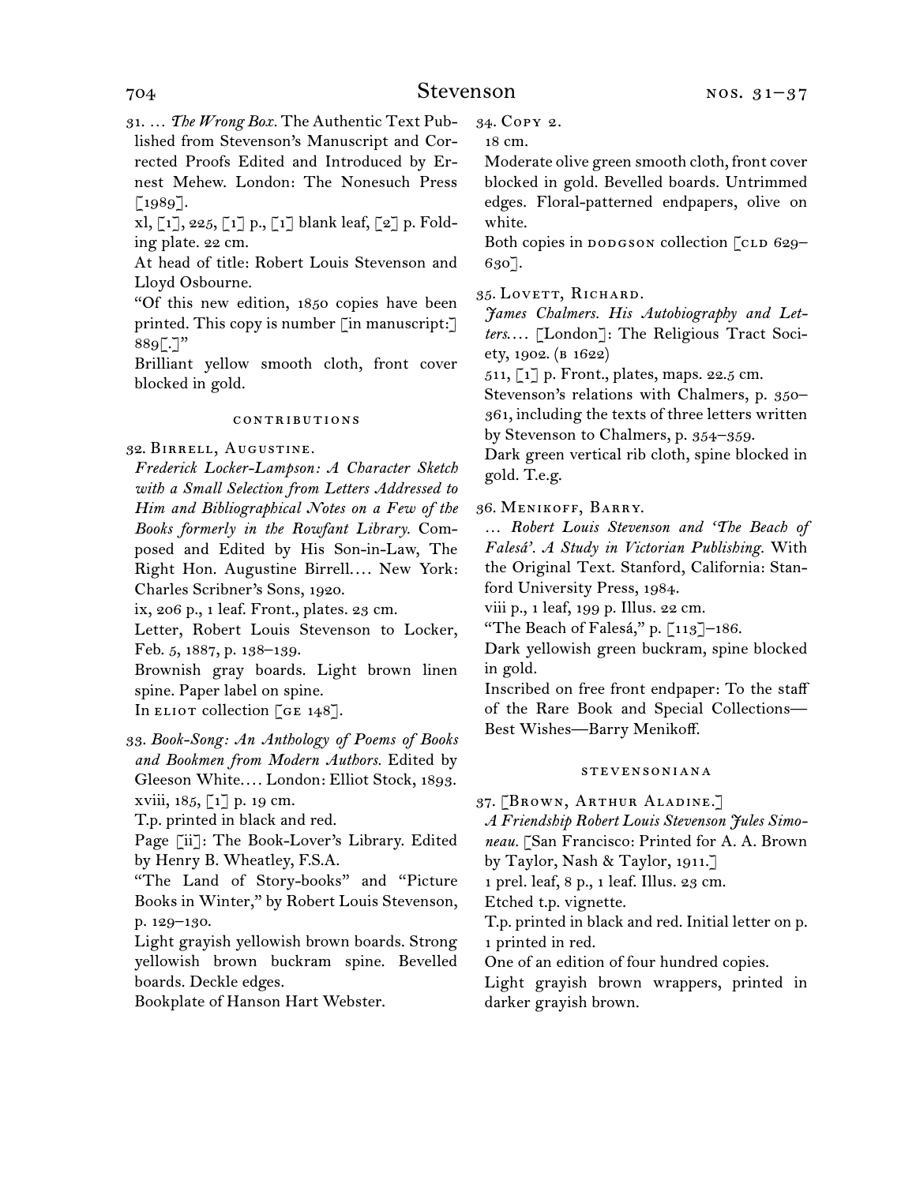31. … *The Wrong Box.* The Authentic Text Published from Stevenson's Manuscript and Corrected Proofs Edited and Introduced by Ernest Mehew. London: The Nonesuch Press [1989].
xl, [1], 225, [1] p., [1] blank leaf, [2] p. Folding plate. 22 cm.
At head of title: Robert Louis Stevenson and Lloyd Osbourne.
"Of this new edition, 1850 copies have been printed. This copy is number [in manuscript:] 889[.]"
Brilliant yellow smooth cloth, front cover blocked in gold.

### CONTRIBUTIONS

32. Birrell, Augustine.
*Frederick Locker-Lampson: A Character Sketch with a Small Selection from Letters Addressed to Him and Bibliographical Notes on a Few of the Books formerly in the Rowfant Library.* Composed and Edited by His Son-in-Law, The Right Hon. Augustine Birrell.… New York: Charles Scribner's Sons, 1920.
ix, 206 p., 1 leaf. Front., plates. 23 cm.
Letter, Robert Louis Stevenson to Locker, Feb. 5, 1887, p. 138–139.
Brownish gray boards. Light brown linen spine. Paper label on spine.
In ELIOT collection [GE 148].

33. *Book-Song: An Anthology of Poems of Books and Bookmen from Modern Authors.* Edited by Gleeson White.… London: Elliot Stock, 1893.
xviii, 185, [1] p. 19 cm.
T.p. printed in black and red.
Page [ii]: The Book-Lover's Library. Edited by Henry B. Wheatley, F.S.A.
"The Land of Story-books" and "Picture Books in Winter," by Robert Louis Stevenson, p. 129–130.
Light grayish yellowish brown boards. Strong yellowish brown buckram spine. Bevelled boards. Deckle edges.
Bookplate of Hanson Hart Webster.

34. Copy 2.
18 cm.
Moderate olive green smooth cloth, front cover blocked in gold. Bevelled boards. Untrimmed edges. Floral-patterned endpapers, olive on white.
Both copies in DODGSON collection [CLD 629–630].

35. Lovett, Richard.
*James Chalmers. His Autobiography and Letters.…* [London]: The Religious Tract Society, 1902. (B 1622)
511, [1] p. Front., plates, maps. 22.5 cm.
Stevenson's relations with Chalmers, p. 350–361, including the texts of three letters written by Stevenson to Chalmers, p. 354–359.
Dark green vertical rib cloth, spine blocked in gold. T.e.g.

36. Menikoff, Barry.
*… Robert Louis Stevenson and 'The Beach of Falesá'. A Study in Victorian Publishing.* With the Original Text. Stanford, California: Stanford University Press, 1984.
viii p., 1 leaf, 199 p. Illus. 22 cm.
"The Beach of Falesá," p. [113]–186.
Dark yellowish green buckram, spine blocked in gold.
Inscribed on free front endpaper: To the staff of the Rare Book and Special Collections—Best Wishes—Barry Menikoff.

### STEVENSONIANA

37. [Brown, Arthur Aladine.]
*A Friendship Robert Louis Stevenson Jules Simoneau.* [San Francisco: Printed for A. A. Brown by Taylor, Nash & Taylor, 1911.]
1 prel. leaf, 8 p., 1 leaf. Illus. 23 cm.
Etched t.p. vignette.
T.p. printed in black and red. Initial letter on p. 1 printed in red.
One of an edition of four hundred copies.
Light grayish brown wrappers, printed in darker grayish brown.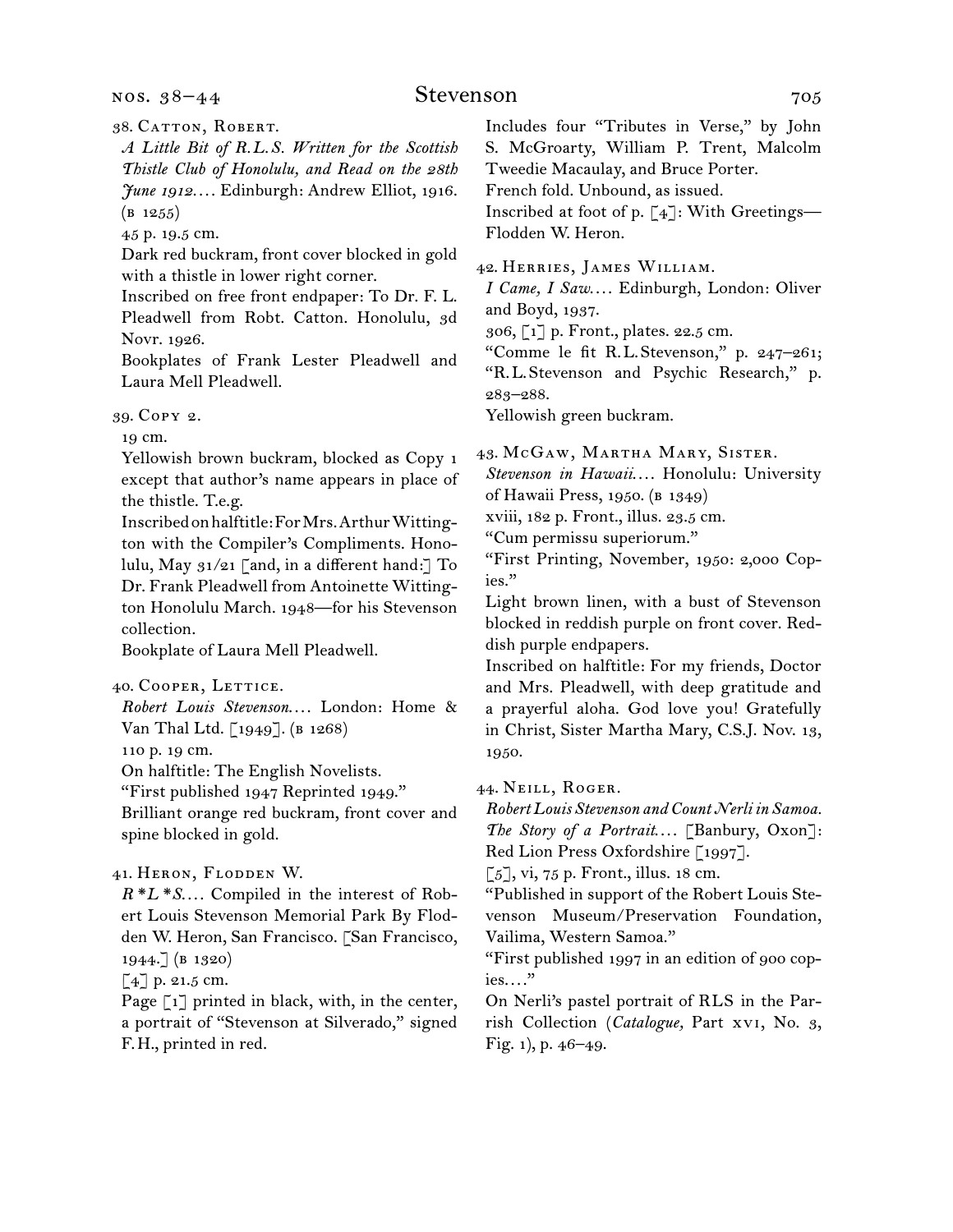38. Catton, Robert.

*A Little Bit of R.L.S. Written for the Scottish Thistle Club of Honolulu, and Read on the 28th June 1912. . . .* Edinburgh: Andrew Elliot, 1916. (b 1255)

45 p. 19.5 cm.

Dark red buckram, front cover blocked in gold with a thistle in lower right corner.

Inscribed on free front endpaper: To Dr. F. L. Pleadwell from Robt. Catton. Honolulu, 3d Novr. 1926.

Bookplates of Frank Lester Pleadwell and Laura Mell Pleadwell.

39. Copy 2.

19 cm.

Yellowish brown buckram, blocked as Copy 1 except that author's name appears in place of the thistle. T.e.g.

Inscribed on halftitle: For Mrs. Arthur Wittington with the Compiler's Compliments. Honolulu, May 31/21 [and, in a different hand:] To Dr. Frank Pleadwell from Antoinette Wittington Honolulu March. 1948—for his Stevenson collection.

Bookplate of Laura Mell Pleadwell.

40. Cooper, Lettice.

*Robert Louis Stevenson. . . .* London: Home & Van Thal Ltd. [1949]. (b 1268)

110 p. 19 cm.

On halftitle: The English Novelists.

"First published 1947 Reprinted 1949."

Brilliant orange red buckram, front cover and spine blocked in gold.

41. Heron, Flodden W.

*R\*L\*S. . . .* Compiled in the interest of Robert Louis Stevenson Memorial Park By Flodden W. Heron, San Francisco. [San Francisco, 1944.] (b 1320)

[4] p. 21.5 cm.

Page [1] printed in black, with, in the center, a portrait of "Stevenson at Silverado," signed F.H., printed in red.

Includes four "Tributes in Verse," by John S. McGroarty, William P. Trent, Malcolm Tweedie Macaulay, and Bruce Porter.

French fold. Unbound, as issued.

Inscribed at foot of p. [4]: With Greetings—Flodden W. Heron.

42. Herries, James William.

*I Came, I Saw. . . .* Edinburgh, London: Oliver and Boyd, 1937.

306, [1] p. Front., plates. 22.5 cm.

"Comme le fit R.L.Stevenson," p. 247–261; "R.L.Stevenson and Psychic Research," p. 283–288.

Yellowish green buckram.

43. McGaw, Martha Mary, Sister.

*Stevenson in Hawaii. . . .* Honolulu: University of Hawaii Press, 1950. (b 1349)

xviii, 182 p. Front., illus. 23.5 cm.

"Cum permissu superiorum."

"First Printing, November, 1950: 2,000 Copies."

Light brown linen, with a bust of Stevenson blocked in reddish purple on front cover. Reddish purple endpapers.

Inscribed on halftitle: For my friends, Doctor and Mrs. Pleadwell, with deep gratitude and a prayerful aloha. God love you! Gratefully in Christ, Sister Martha Mary, C.S.J. Nov. 13, 1950.

44. Neill, Roger.

*Robert Louis Stevenson and Count Nerli in Samoa. The Story of a Portrait. . . .* [Banbury, Oxon]: Red Lion Press Oxfordshire [1997].

[5], vi, 75 p. Front., illus. 18 cm.

"Published in support of the Robert Louis Stevenson Museum/Preservation Foundation, Vailima, Western Samoa."

"First published 1997 in an edition of 900 copies. . . ."

On Nerli's pastel portrait of RLS in the Parrish Collection (*Catalogue,* Part xvi, No. 3, Fig. 1), p. 46–49.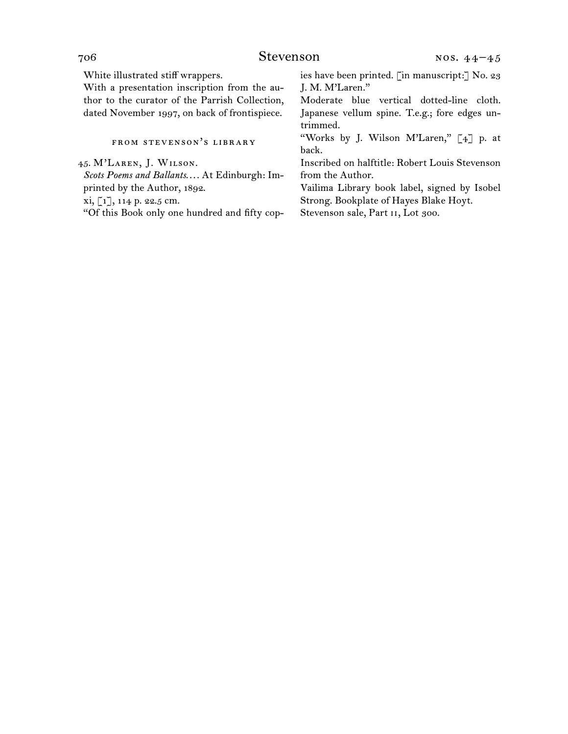White illustrated stiff wrappers.

With a presentation inscription from the author to the curator of the Parrish Collection, dated November 1997, on back of frontispiece.

### FROM STEVENSON'S LIBRARY

45. M'Laren, J. Wilson.

*Scots Poems and Ballants*.... At Edinburgh: Imprinted by the Author, 1892.

xi, [1], 114 p. 22.5 cm.

"Of this Book only one hundred and fifty copies have been printed. [in manuscript:] No. 23 J. M. M'Laren."

Moderate blue vertical dotted-line cloth. Japanese vellum spine. T.e.g.; fore edges untrimmed.

"Works by J. Wilson M'Laren," [4] p. at back.

Inscribed on halftitle: Robert Louis Stevenson from the Author.

Vailima Library book label, signed by Isobel Strong. Bookplate of Hayes Blake Hoyt.

Stevenson sale, Part II, Lot 300.